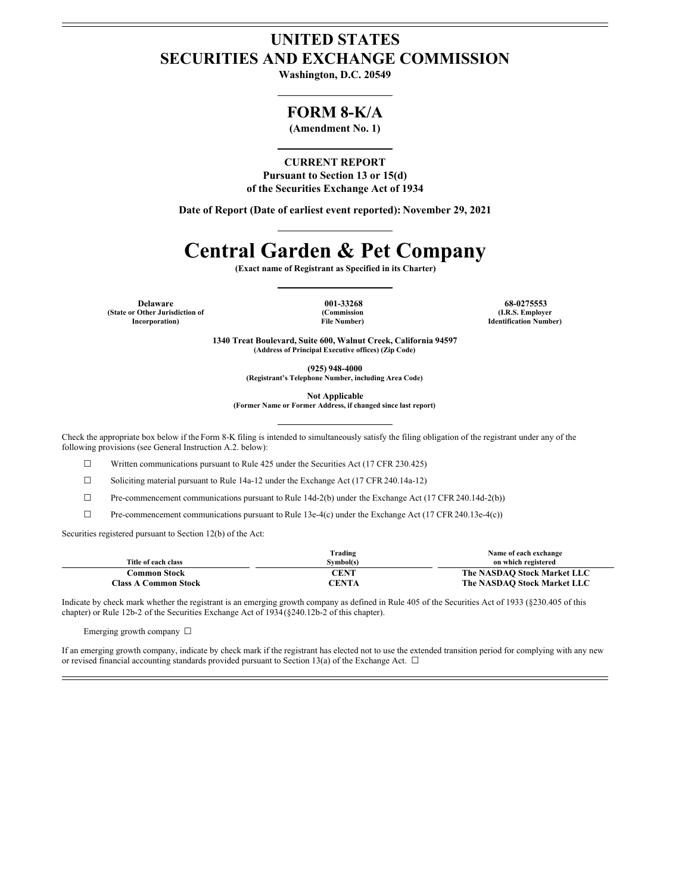# UNITED STATES
# SECURITIES AND EXCHANGE COMMISSION

**Washington, D.C. 20549**

## FORM 8-K/A

**(Amendment No. 1)**

**CURRENT REPORT**
**Pursuant to Section 13 or 15(d)**
**of the Securities Exchange Act of 1934**

**Date of Report (Date of earliest event reported): November 29, 2021**

# Central Garden & Pet Company

**(Exact name of Registrant as Specified in its Charter)**

| Delaware | 001-33268 | 68-0275553 |
|---|---|---|
| (State or Other Jurisdiction of Incorporation) | (Commission File Number) | (I.R.S. Employer Identification Number) |

**1340 Treat Boulevard, Suite 600, Walnut Creek, California 94597**
**(Address of Principal Executive offices) (Zip Code)**

**(925) 948-4000**
**(Registrant's Telephone Number, including Area Code)**

**Not Applicable**
**(Former Name or Former Address, if changed since last report)**

Check the appropriate box below if the Form 8-K filing is intended to simultaneously satisfy the filing obligation of the registrant under any of the following provisions (see General Instruction A.2. below):

☐ Written communications pursuant to Rule 425 under the Securities Act (17 CFR 230.425)

☐ Soliciting material pursuant to Rule 14a-12 under the Exchange Act (17 CFR 240.14a-12)

☐ Pre-commencement communications pursuant to Rule 14d-2(b) under the Exchange Act (17 CFR 240.14d-2(b))

☐ Pre-commencement communications pursuant to Rule 13e-4(c) under the Exchange Act (17 CFR 240.13e-4(c))

Securities registered pursuant to Section 12(b) of the Act:

| Title of each class | Trading Symbol(s) | Name of each exchange on which registered |
|---|---|---|
| **Common Stock** | **CENT** | **The NASDAQ Stock Market LLC** |
| **Class A Common Stock** | **CENTA** | **The NASDAQ Stock Market LLC** |

Indicate by check mark whether the registrant is an emerging growth company as defined in Rule 405 of the Securities Act of 1933 (§230.405 of this chapter) or Rule 12b-2 of the Securities Exchange Act of 1934 (§240.12b-2 of this chapter).

Emerging growth company ☐

If an emerging growth company, indicate by check mark if the registrant has elected not to use the extended transition period for complying with any new or revised financial accounting standards provided pursuant to Section 13(a) of the Exchange Act. ☐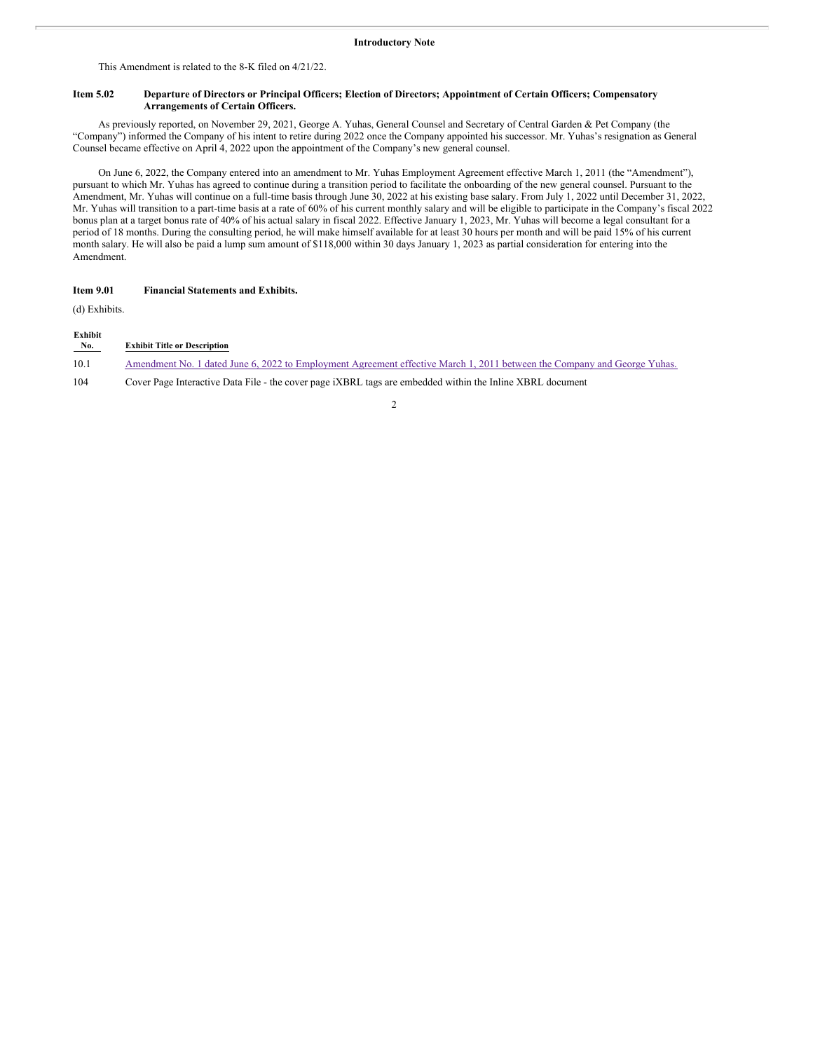**Introductory Note**

This Amendment is related to the 8-K filed on 4/21/22.

**Item 5.02 Departure of Directors or Principal Officers; Election of Directors; Appointment of Certain Officers; Compensatory Arrangements of Certain Officers.**

As previously reported, on November 29, 2021, George A. Yuhas, General Counsel and Secretary of Central Garden & Pet Company (the "Company") informed the Company of his intent to retire during 2022 once the Company appointed his successor. Mr. Yuhas's resignation as General Counsel became effective on April 4, 2022 upon the appointment of the Company's new general counsel.

On June 6, 2022, the Company entered into an amendment to Mr. Yuhas Employment Agreement effective March 1, 2011 (the "Amendment"), pursuant to which Mr. Yuhas has agreed to continue during a transition period to facilitate the onboarding of the new general counsel. Pursuant to the Amendment, Mr. Yuhas will continue on a full-time basis through June 30, 2022 at his existing base salary. From July 1, 2022 until December 31, 2022, Mr. Yuhas will transition to a part-time basis at a rate of 60% of his current monthly salary and will be eligible to participate in the Company's fiscal 2022 bonus plan at a target bonus rate of 40% of his actual salary in fiscal 2022. Effective January 1, 2023, Mr. Yuhas will become a legal consultant for a period of 18 months. During the consulting period, he will make himself available for at least 30 hours per month and will be paid 15% of his current month salary. He will also be paid a lump sum amount of $118,000 within 30 days January 1, 2023 as partial consideration for entering into the Amendment.

**Item 9.01 Financial Statements and Exhibits.**

(d) Exhibits.

| Exhibit No. | Exhibit Title or Description |
|---|---|
| 10.1 | Amendment No. 1 dated June 6, 2022 to Employment Agreement effective March 1, 2011 between the Company and George Yuhas. |
| 104 | Cover Page Interactive Data File - the cover page iXBRL tags are embedded within the Inline XBRL document |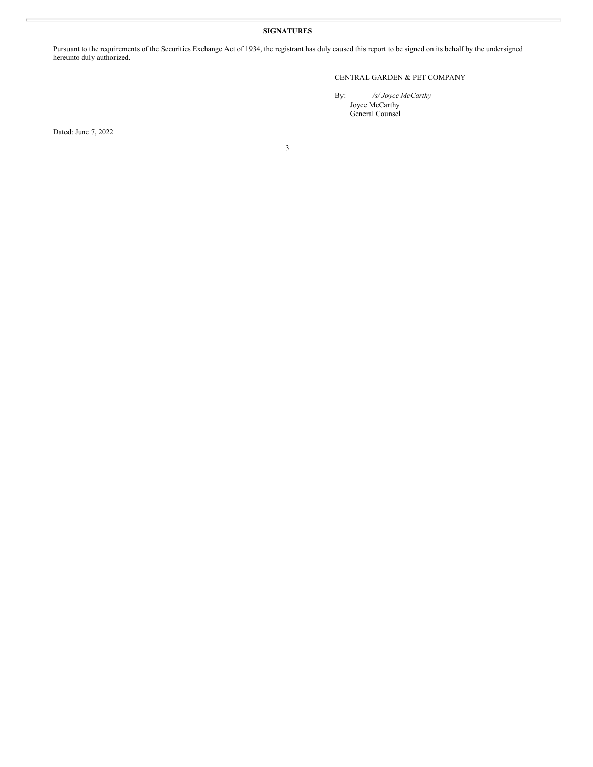**SIGNATURES**

Pursuant to the requirements of the Securities Exchange Act of 1934, the registrant has duly caused this report to be signed on its behalf by the undersigned hereunto duly authorized.

CENTRAL GARDEN & PET COMPANY

By: *_/s/ Joyce McCarthy_*
Joyce McCarthy
General Counsel

Dated: June 7, 2022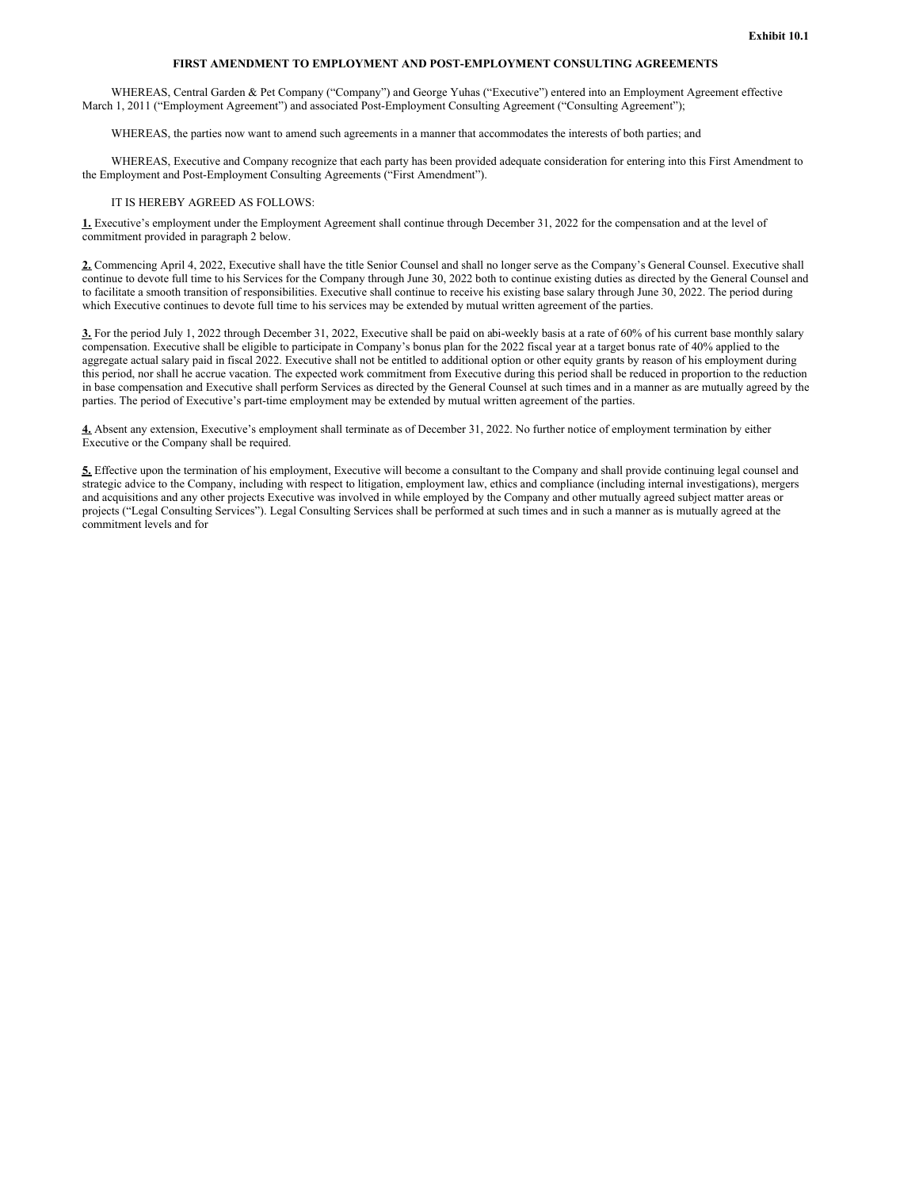**Exhibit 10.1**

**FIRST AMENDMENT TO EMPLOYMENT AND POST-EMPLOYMENT CONSULTING AGREEMENTS**

WHEREAS, Central Garden & Pet Company ("Company") and George Yuhas ("Executive") entered into an Employment Agreement effective March 1, 2011 ("Employment Agreement") and associated Post-Employment Consulting Agreement ("Consulting Agreement");

WHEREAS, the parties now want to amend such agreements in a manner that accommodates the interests of both parties; and

WHEREAS, Executive and Company recognize that each party has been provided adequate consideration for entering into this First Amendment to the Employment and Post-Employment Consulting Agreements ("First Amendment").

IT IS HEREBY AGREED AS FOLLOWS:

**1.** Executive's employment under the Employment Agreement shall continue through December 31, 2022 for the compensation and at the level of commitment provided in paragraph 2 below.

**2.** Commencing April 4, 2022, Executive shall have the title Senior Counsel and shall no longer serve as the Company's General Counsel. Executive shall continue to devote full time to his Services for the Company through June 30, 2022 both to continue existing duties as directed by the General Counsel and to facilitate a smooth transition of responsibilities. Executive shall continue to receive his existing base salary through June 30, 2022. The period during which Executive continues to devote full time to his services may be extended by mutual written agreement of the parties.

**3.** For the period July 1, 2022 through December 31, 2022, Executive shall be paid on abi-weekly basis at a rate of 60% of his current base monthly salary compensation. Executive shall be eligible to participate in Company's bonus plan for the 2022 fiscal year at a target bonus rate of 40% applied to the aggregate actual salary paid in fiscal 2022. Executive shall not be entitled to additional option or other equity grants by reason of his employment during this period, nor shall he accrue vacation. The expected work commitment from Executive during this period shall be reduced in proportion to the reduction in base compensation and Executive shall perform Services as directed by the General Counsel at such times and in a manner as are mutually agreed by the parties. The period of Executive's part-time employment may be extended by mutual written agreement of the parties.

**4.** Absent any extension, Executive's employment shall terminate as of December 31, 2022. No further notice of employment termination by either Executive or the Company shall be required.

**5.** Effective upon the termination of his employment, Executive will become a consultant to the Company and shall provide continuing legal counsel and strategic advice to the Company, including with respect to litigation, employment law, ethics and compliance (including internal investigations), mergers and acquisitions and any other projects Executive was involved in while employed by the Company and other mutually agreed subject matter areas or projects ("Legal Consulting Services"). Legal Consulting Services shall be performed at such times and in such a manner as is mutually agreed at the commitment levels and for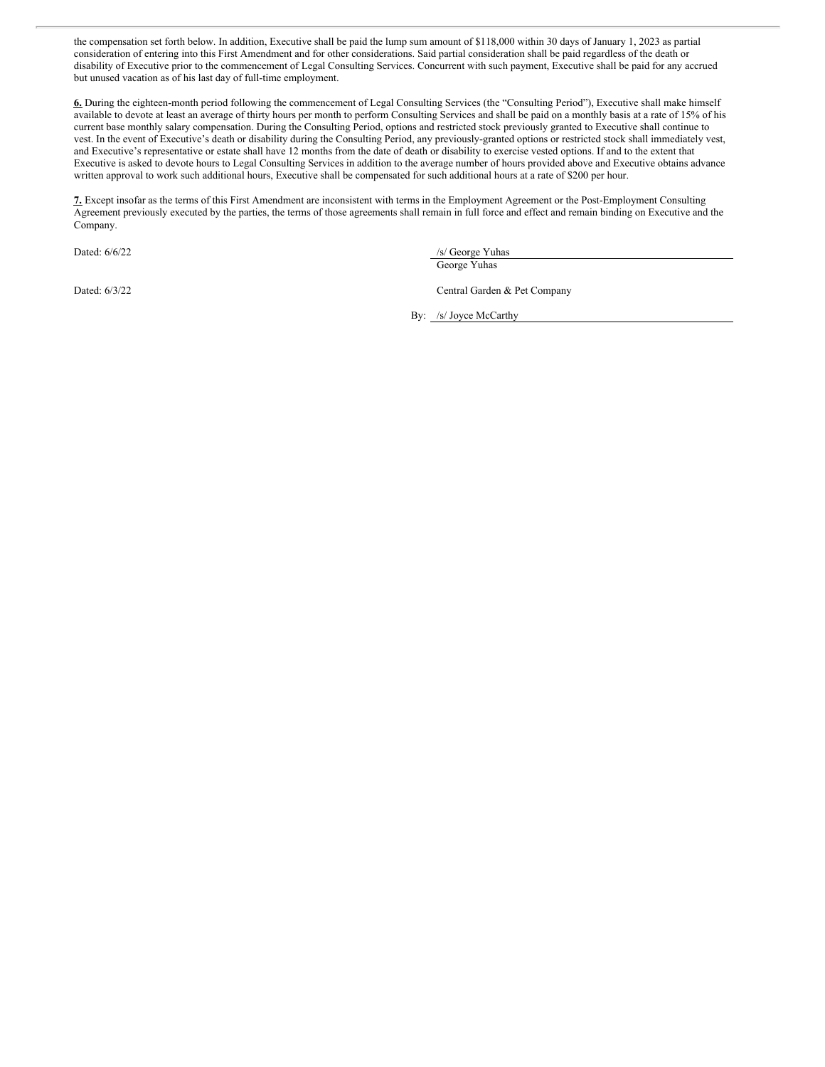the compensation set forth below. In addition, Executive shall be paid the lump sum amount of $118,000 within 30 days of January 1, 2023 as partial consideration of entering into this First Amendment and for other considerations. Said partial consideration shall be paid regardless of the death or disability of Executive prior to the commencement of Legal Consulting Services. Concurrent with such payment, Executive shall be paid for any accrued but unused vacation as of his last day of full-time employment.

**6.** During the eighteen-month period following the commencement of Legal Consulting Services (the "Consulting Period"), Executive shall make himself available to devote at least an average of thirty hours per month to perform Consulting Services and shall be paid on a monthly basis at a rate of 15% of his current base monthly salary compensation. During the Consulting Period, options and restricted stock previously granted to Executive shall continue to vest. In the event of Executive's death or disability during the Consulting Period, any previously-granted options or restricted stock shall immediately vest, and Executive's representative or estate shall have 12 months from the date of death or disability to exercise vested options. If and to the extent that Executive is asked to devote hours to Legal Consulting Services in addition to the average number of hours provided above and Executive obtains advance written approval to work such additional hours, Executive shall be compensated for such additional hours at a rate of $200 per hour.

**7.** Except insofar as the terms of this First Amendment are inconsistent with terms in the Employment Agreement or the Post-Employment Consulting Agreement previously executed by the parties, the terms of those agreements shall remain in full force and effect and remain binding on Executive and the Company.

Dated: 6/6/22

/s/ George Yuhas
George Yuhas

Dated: 6/3/22

Central Garden & Pet Company

By: /s/ Joyce McCarthy